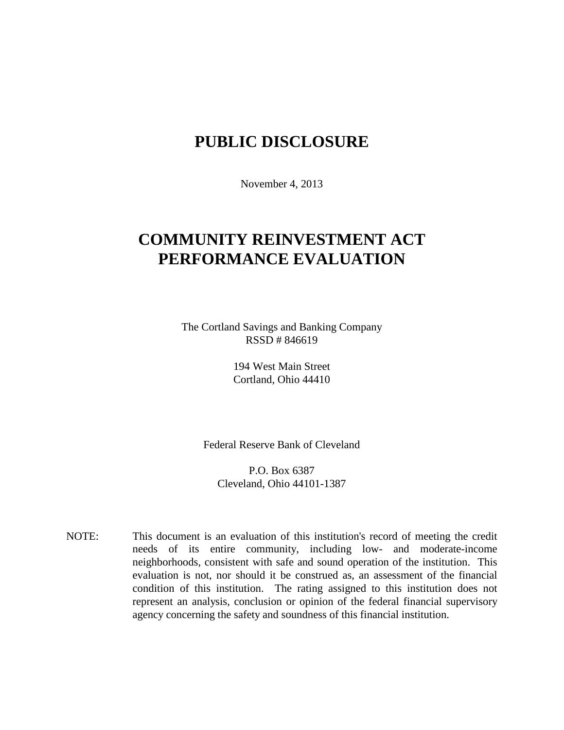# PUBLIC DISCLOSURE

November 4, 2013

# COMMUNITY REINVESTMENT ACT PERFORMANCE EVALUATION

The Cortland Savings and Banking Company
RSSD # 846619

194 West Main Street
Cortland, Ohio 44410

Federal Reserve Bank of Cleveland

P.O. Box 6387
Cleveland, Ohio 44101-1387

NOTE: This document is an evaluation of this institution's record of meeting the credit needs of its entire community, including low- and moderate-income neighborhoods, consistent with safe and sound operation of the institution. This evaluation is not, nor should it be construed as, an assessment of the financial condition of this institution. The rating assigned to this institution does not represent an analysis, conclusion or opinion of the federal financial supervisory agency concerning the safety and soundness of this financial institution.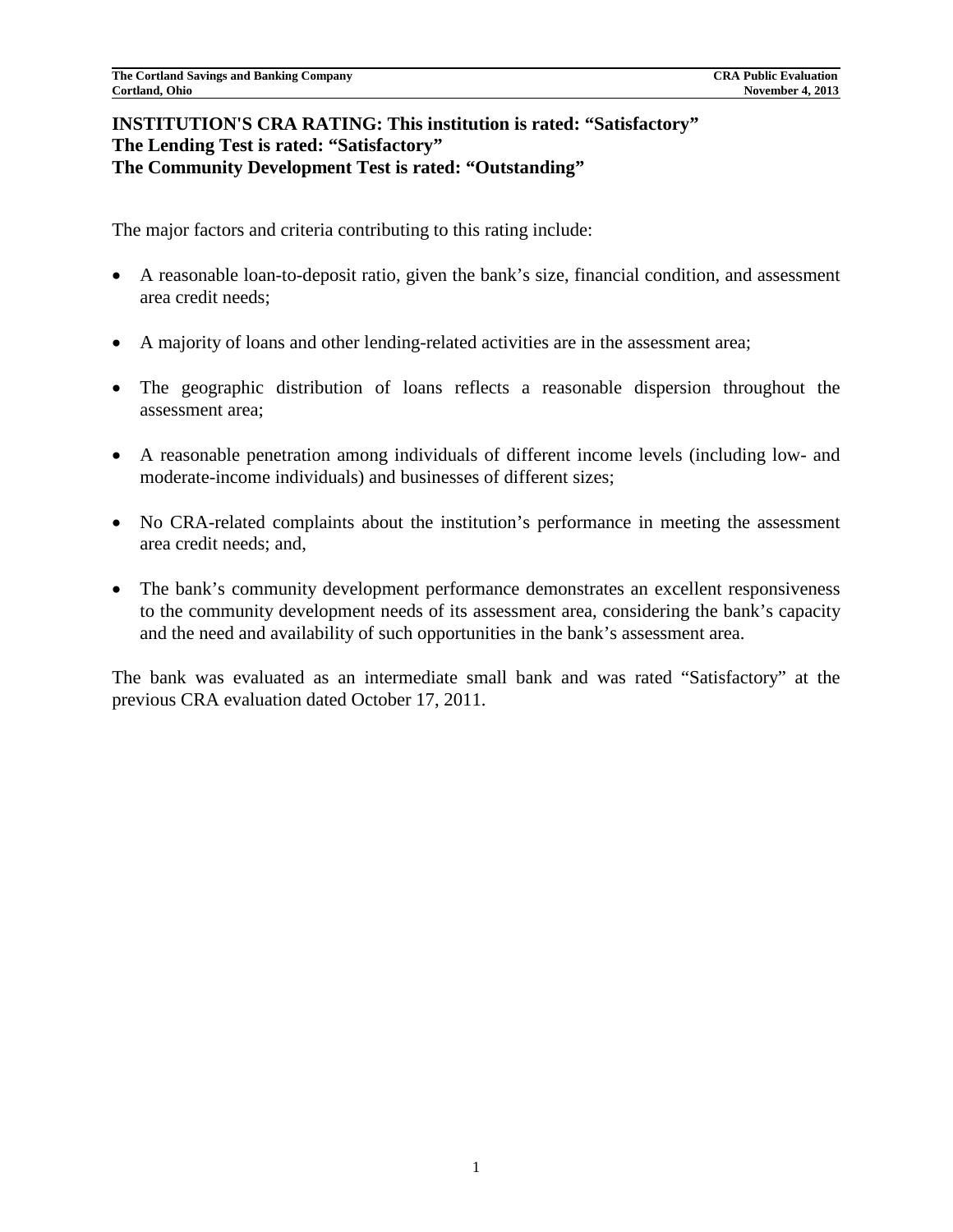**INSTITUTION'S CRA RATING: This institution is rated: "Satisfactory"**
**The Lending Test is rated: "Satisfactory"**
**The Community Development Test is rated: "Outstanding"**

The major factors and criteria contributing to this rating include:

- A reasonable loan-to-deposit ratio, given the bank's size, financial condition, and assessment area credit needs;
- A majority of loans and other lending-related activities are in the assessment area;
- The geographic distribution of loans reflects a reasonable dispersion throughout the assessment area;
- A reasonable penetration among individuals of different income levels (including low- and moderate-income individuals) and businesses of different sizes;
- No CRA-related complaints about the institution's performance in meeting the assessment area credit needs; and,
- The bank's community development performance demonstrates an excellent responsiveness to the community development needs of its assessment area, considering the bank's capacity and the need and availability of such opportunities in the bank's assessment area.

The bank was evaluated as an intermediate small bank and was rated "Satisfactory" at the previous CRA evaluation dated October 17, 2011.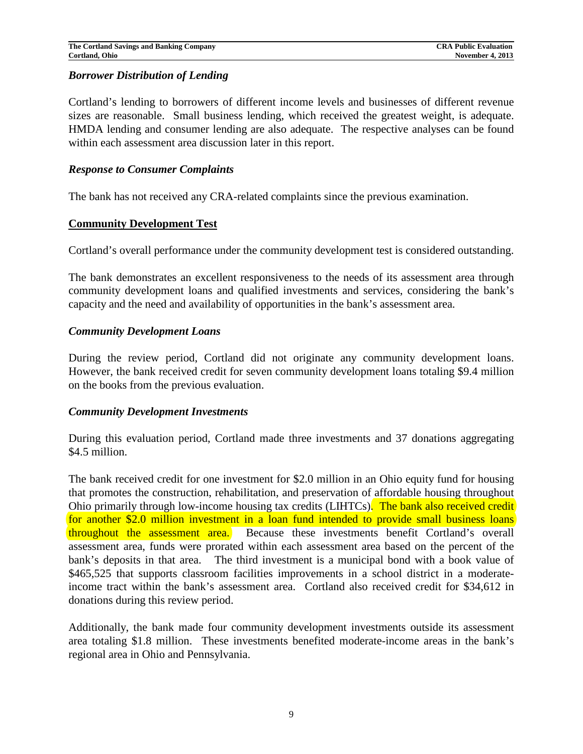### *Borrower Distribution of Lending*

Cortland's lending to borrowers of different income levels and businesses of different revenue sizes are reasonable. Small business lending, which received the greatest weight, is adequate. HMDA lending and consumer lending are also adequate. The respective analyses can be found within each assessment area discussion later in this report.

### *Response to Consumer Complaints*

The bank has not received any CRA-related complaints since the previous examination.

## **Community Development Test**

Cortland's overall performance under the community development test is considered outstanding.

The bank demonstrates an excellent responsiveness to the needs of its assessment area through community development loans and qualified investments and services, considering the bank's capacity and the need and availability of opportunities in the bank's assessment area.

### *Community Development Loans*

During the review period, Cortland did not originate any community development loans. However, the bank received credit for seven community development loans totaling $9.4 million on the books from the previous evaluation.

### *Community Development Investments*

During this evaluation period, Cortland made three investments and 37 donations aggregating $4.5 million.

The bank received credit for one investment for $2.0 million in an Ohio equity fund for housing that promotes the construction, rehabilitation, and preservation of affordable housing throughout Ohio primarily through low-income housing tax credits (LIHTCs). The bank also received credit for another $2.0 million investment in a loan fund intended to provide small business loans throughout the assessment area. Because these investments benefit Cortland's overall assessment area, funds were prorated within each assessment area based on the percent of the bank's deposits in that area. The third investment is a municipal bond with a book value of $465,525 that supports classroom facilities improvements in a school district in a moderate-income tract within the bank's assessment area. Cortland also received credit for $34,612 in donations during this review period.

Additionally, the bank made four community development investments outside its assessment area totaling $1.8 million. These investments benefited moderate-income areas in the bank's regional area in Ohio and Pennsylvania.